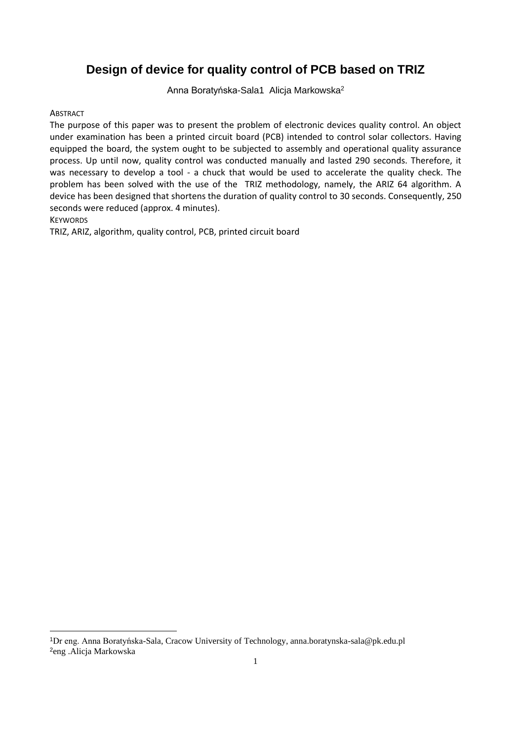# Design of device for quality control of PCB based on TRIZ

Anna Boratyńska-Sala1 Alicja Markowska[2]

ABSTRACT

The purpose of this paper was to present the problem of electronic devices quality control. An object under examination has been a printed circuit board (PCB) intended to control solar collectors. Having equipped the board, the system ought to be subjected to assembly and operational quality assurance process. Up until now, quality control was conducted manually and lasted 290 seconds. Therefore, it was necessary to develop a tool - a chuck that would be used to accelerate the quality check. The problem has been solved with the use of the TRIZ methodology, namely, the ARIZ 64 algorithm. A device has been designed that shortens the duration of quality control to 30 seconds. Consequently, 250 seconds were reduced (approx. 4 minutes).

KEYWORDS

TRIZ, ARIZ, algorithm, quality control, PCB, printed circuit board

---

[1]Dr eng. Anna Boratyńska-Sala, Cracow University of Technology, anna.boratynska-sala@pk.edu.pl

[2]eng .Alicja Markowska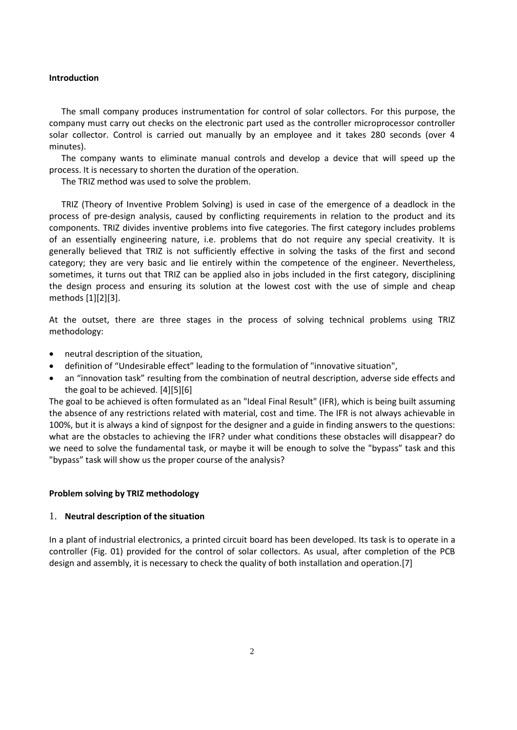**Introduction**

The small company produces instrumentation for control of solar collectors. For this purpose, the company must carry out checks on the electronic part used as the controller microprocessor controller solar collector. Control is carried out manually by an employee and it takes 280 seconds (over 4 minutes).

The company wants to eliminate manual controls and develop a device that will speed up the process. It is necessary to shorten the duration of the operation.

The TRIZ method was used to solve the problem.

TRIZ (Theory of Inventive Problem Solving) is used in case of the emergence of a deadlock in the process of pre-design analysis, caused by conflicting requirements in relation to the product and its components. TRIZ divides inventive problems into five categories. The first category includes problems of an essentially engineering nature, i.e. problems that do not require any special creativity. It is generally believed that TRIZ is not sufficiently effective in solving the tasks of the first and second category; they are very basic and lie entirely within the competence of the engineer. Nevertheless, sometimes, it turns out that TRIZ can be applied also in jobs included in the first category, disciplining the design process and ensuring its solution at the lowest cost with the use of simple and cheap methods [1][2][3].

At the outset, there are three stages in the process of solving technical problems using TRIZ methodology:

- neutral description of the situation,
- definition of "Undesirable effect" leading to the formulation of "innovative situation",
- an "innovation task" resulting from the combination of neutral description, adverse side effects and the goal to be achieved. [4][5][6]

The goal to be achieved is often formulated as an "Ideal Final Result" (IFR), which is being built assuming the absence of any restrictions related with material, cost and time. The IFR is not always achievable in 100%, but it is always a kind of signpost for the designer and a guide in finding answers to the questions: what are the obstacles to achieving the IFR? under what conditions these obstacles will disappear? do we need to solve the fundamental task, or maybe it will be enough to solve the "bypass" task and this "bypass" task will show us the proper course of the analysis?

**Problem solving by TRIZ methodology**

1. **Neutral description of the situation**

In a plant of industrial electronics, a printed circuit board has been developed. Its task is to operate in a controller (Fig. 01) provided for the control of solar collectors. As usual, after completion of the PCB design and assembly, it is necessary to check the quality of both installation and operation.[7]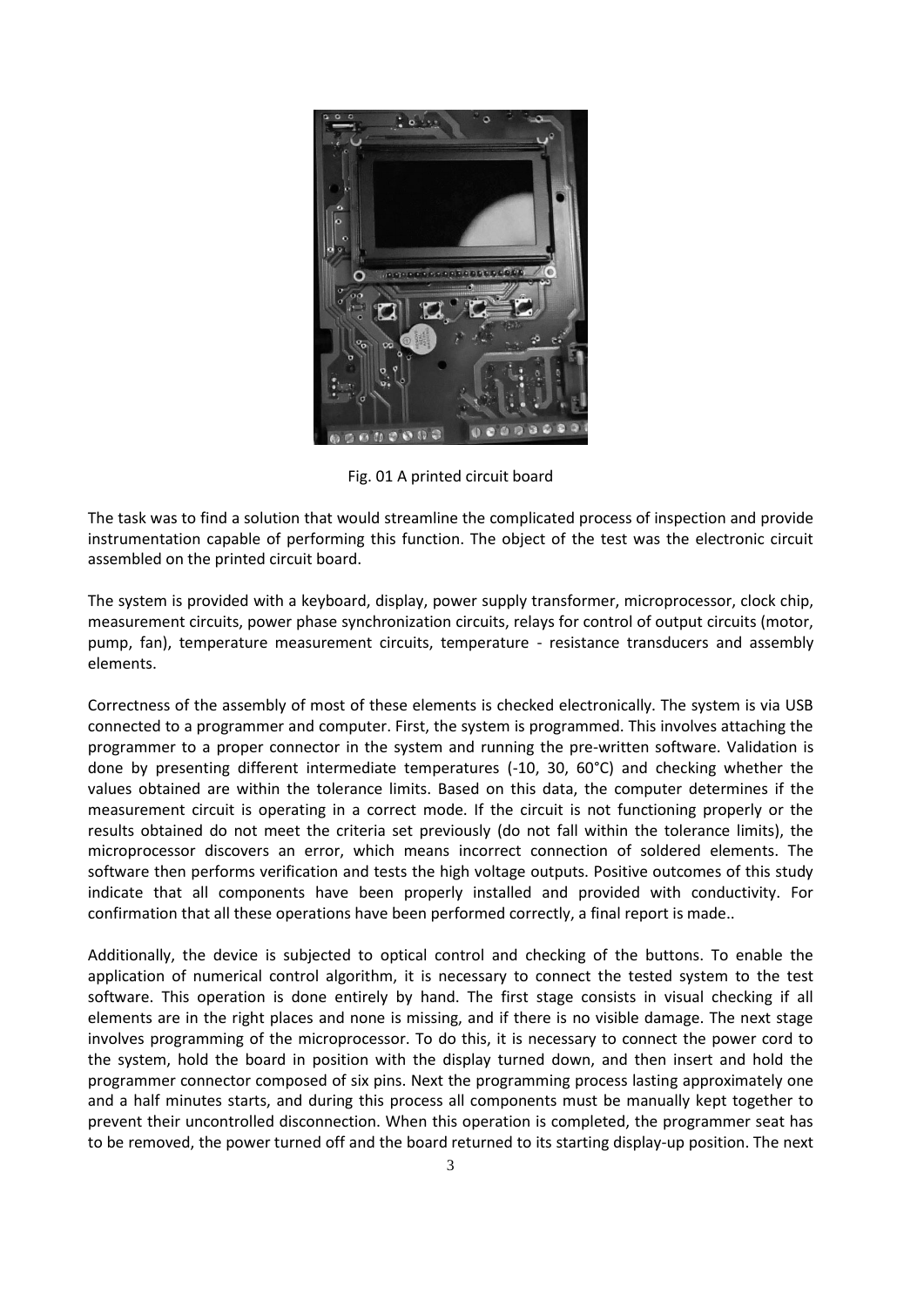Fig. 01 A printed circuit board

The task was to find a solution that would streamline the complicated process of inspection and provide instrumentation capable of performing this function. The object of the test was the electronic circuit assembled on the printed circuit board.

The system is provided with a keyboard, display, power supply transformer, microprocessor, clock chip, measurement circuits, power phase synchronization circuits, relays for control of output circuits (motor, pump, fan), temperature measurement circuits, temperature - resistance transducers and assembly elements.

Correctness of the assembly of most of these elements is checked electronically. The system is via USB connected to a programmer and computer. First, the system is programmed. This involves attaching the programmer to a proper connector in the system and running the pre-written software. Validation is done by presenting different intermediate temperatures (-10, 30, 60°C) and checking whether the values obtained are within the tolerance limits. Based on this data, the computer determines if the measurement circuit is operating in a correct mode. If the circuit is not functioning properly or the results obtained do not meet the criteria set previously (do not fall within the tolerance limits), the microprocessor discovers an error, which means incorrect connection of soldered elements. The software then performs verification and tests the high voltage outputs. Positive outcomes of this study indicate that all components have been properly installed and provided with conductivity. For confirmation that all these operations have been performed correctly, a final report is made..

Additionally, the device is subjected to optical control and checking of the buttons. To enable the application of numerical control algorithm, it is necessary to connect the tested system to the test software. This operation is done entirely by hand. The first stage consists in visual checking if all elements are in the right places and none is missing, and if there is no visible damage. The next stage involves programming of the microprocessor. To do this, it is necessary to connect the power cord to the system, hold the board in position with the display turned down, and then insert and hold the programmer connector composed of six pins. Next the programming process lasting approximately one and a half minutes starts, and during this process all components must be manually kept together to prevent their uncontrolled disconnection. When this operation is completed, the programmer seat has to be removed, the power turned off and the board returned to its starting display-up position. The next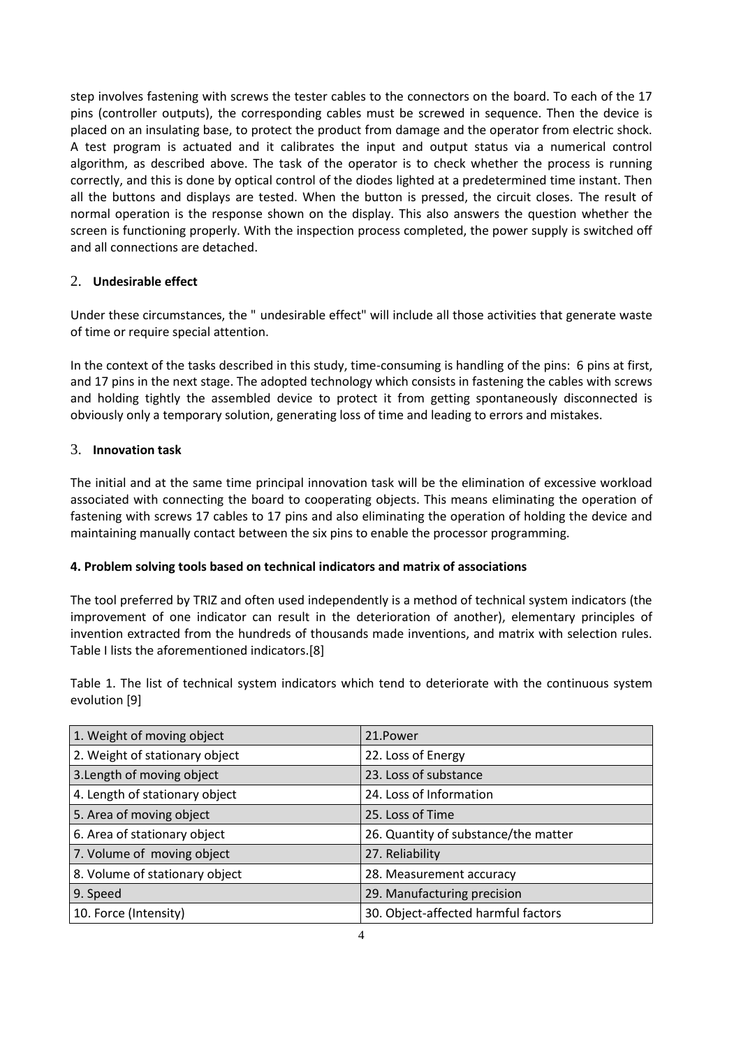step involves fastening with screws the tester cables to the connectors on the board. To each of the 17 pins (controller outputs), the corresponding cables must be screwed in sequence. Then the device is placed on an insulating base, to protect the product from damage and the operator from electric shock. A test program is actuated and it calibrates the input and output status via a numerical control algorithm, as described above. The task of the operator is to check whether the process is running correctly, and this is done by optical control of the diodes lighted at a predetermined time instant. Then all the buttons and displays are tested. When the button is pressed, the circuit closes. The result of normal operation is the response shown on the display. This also answers the question whether the screen is functioning properly. With the inspection process completed, the power supply is switched off and all connections are detached.

## 2. **Undesirable effect**

Under these circumstances, the " undesirable effect" will include all those activities that generate waste of time or require special attention.

In the context of the tasks described in this study, time-consuming is handling of the pins: 6 pins at first, and 17 pins in the next stage. The adopted technology which consists in fastening the cables with screws and holding tightly the assembled device to protect it from getting spontaneously disconnected is obviously only a temporary solution, generating loss of time and leading to errors and mistakes.

## 3. **Innovation task**

The initial and at the same time principal innovation task will be the elimination of excessive workload associated with connecting the board to cooperating objects. This means eliminating the operation of fastening with screws 17 cables to 17 pins and also eliminating the operation of holding the device and maintaining manually contact between the six pins to enable the processor programming.

## **4. Problem solving tools based on technical indicators and matrix of associations**

The tool preferred by TRIZ and often used independently is a method of technical system indicators (the improvement of one indicator can result in the deterioration of another), elementary principles of invention extracted from the hundreds of thousands made inventions, and matrix with selection rules. Table I lists the aforementioned indicators.[8]

Table 1. The list of technical system indicators which tend to deteriorate with the continuous system evolution [9]

| 1. Weight of moving object | 21.Power |
|---|---|
| 2. Weight of stationary object | 22. Loss of Energy |
| 3.Length of moving object | 23. Loss of substance |
| 4. Length of stationary object | 24. Loss of Information |
| 5. Area of moving object | 25. Loss of Time |
| 6. Area of stationary object | 26. Quantity of substance/the matter |
| 7. Volume of moving object | 27. Reliability |
| 8. Volume of stationary object | 28. Measurement accuracy |
| 9. Speed | 29. Manufacturing precision |
| 10. Force (Intensity) | 30. Object-affected harmful factors |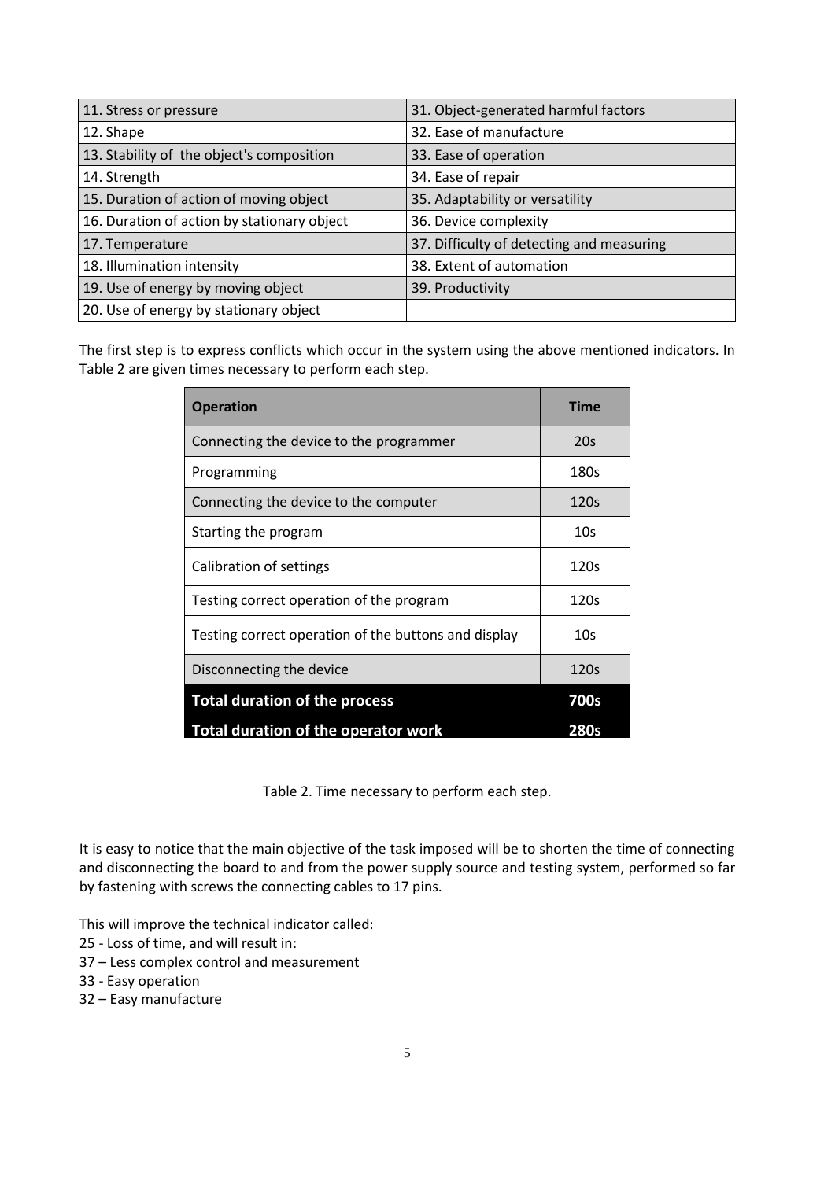| | |
|---|---|
| 11. Stress or pressure | 31. Object-generated harmful factors |
| 12. Shape | 32. Ease of manufacture |
| 13. Stability of the object's composition | 33. Ease of operation |
| 14. Strength | 34. Ease of repair |
| 15. Duration of action of moving object | 35. Adaptability or versatility |
| 16. Duration of action by stationary object | 36. Device complexity |
| 17. Temperature | 37. Difficulty of detecting and measuring |
| 18. Illumination intensity | 38. Extent of automation |
| 19. Use of energy by moving object | 39. Productivity |
| 20. Use of energy by stationary object | |

The first step is to express conflicts which occur in the system using the above mentioned indicators. In Table 2 are given times necessary to perform each step.

| Operation | Time |
|---|---|
| Connecting the device to the programmer | 20s |
| Programming | 180s |
| Connecting the device to the computer | 120s |
| Starting the program | 10s |
| Calibration of settings | 120s |
| Testing correct operation of the program | 120s |
| Testing correct operation of the buttons and display | 10s |
| Disconnecting the device | 120s |
| **Total duration of the process** | **700s** |
| **Total duration of the operator work** | **280s** |

Table 2. Time necessary to perform each step.

It is easy to notice that the main objective of the task imposed will be to shorten the time of connecting and disconnecting the board to and from the power supply source and testing system, performed so far by fastening with screws the connecting cables to 17 pins.

This will improve the technical indicator called:

25 - Loss of time, and will result in:

37 – Less complex control and measurement

33 - Easy operation

32 – Easy manufacture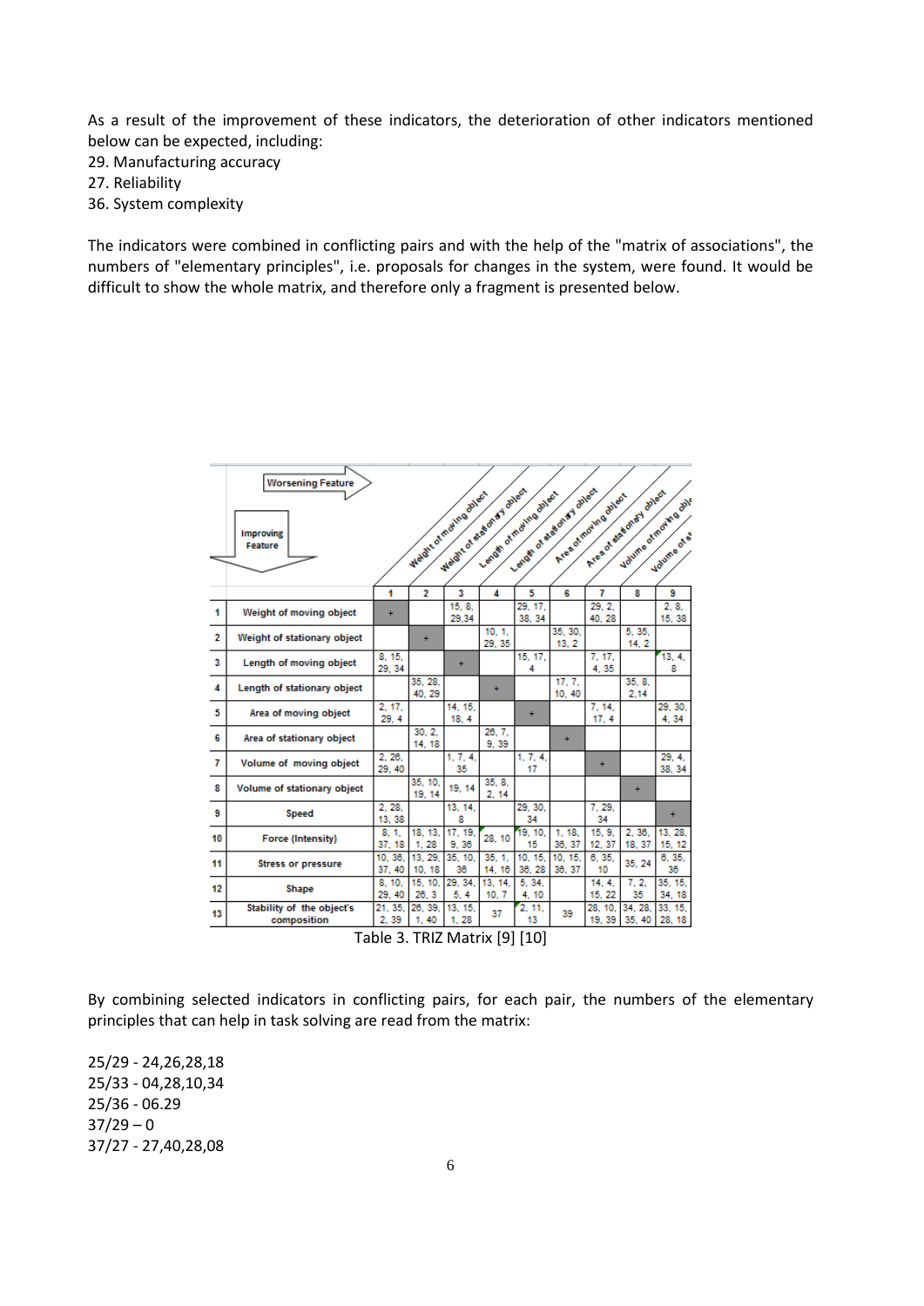As a result of the improvement of these indicators, the deterioration of other indicators mentioned below can be expected, including:

29. Manufacturing accuracy
27. Reliability
36. System complexity

The indicators were combined in conflicting pairs and with the help of the "matrix of associations", the numbers of "elementary principles", i.e. proposals for changes in the system, were found. It would be difficult to show the whole matrix, and therefore only a fragment is presented below.

| | Improving Feature / Worsening Feature | 1 Weight of moving object | 2 Weight of stationary object | 3 Length of moving object | 4 Length of stationary object | 5 Area of moving object | 6 Area of stationary object | 7 Volume of moving object | 8 Volume of stationary object | 9 Speed |
|---|---|---|---|---|---|---|---|---|---|---|
| 1 | Weight of moving object | + | | 15, 8, 29,34 | | 29, 17, 38, 34 | | 29, 2, 40, 28 | | 2, 8, 15, 38 |
| 2 | Weight of stationary object | | + | | 10, 1, 29, 35 | | 35, 30, 13, 2 | | 5, 35, 14, 2 | |
| 3 | Length of moving object | 8, 15, 29, 34 | | + | | 15, 17, 4 | | 7, 17, 4, 35 | | 13, 4, 8 |
| 4 | Length of stationary object | | 35, 28, 40, 29 | | + | | 17, 7, 10, 40 | | 35, 8, 2,14 | |
| 5 | Area of moving object | 2, 17, 29, 4 | | 14, 15, 18, 4 | | + | | 7, 14, 17, 4 | | 29, 30, 4, 34 |
| 6 | Area of stationary object | | 30, 2, 14, 18 | | 26, 7, 9, 39 | | + | | | |
| 7 | Volume of moving object | 2, 26, 29, 40 | | 1, 7, 4, 35 | | 1, 7, 4, 17 | | + | | 29, 4, 38, 34 |
| 8 | Volume of stationary object | | 35, 10, 19, 14 | 19, 14 | 35, 8, 2, 14 | | | | + | |
| 9 | Speed | 2, 28, 13, 38 | | 13, 14, 8 | | 29, 30, 34 | | 7, 29, 34 | | + |
| 10 | Force (Intensity) | 8, 1, 37, 18 | 18, 13, 1, 28 | 17, 19, 9, 36 | 28, 10 | 19, 10, 15 | 1, 18, 36, 37 | 15, 9, 12, 37 | 2, 36, 18, 37 | 13, 28, 15, 12 |
| 11 | Stress or pressure | 10, 36, 37, 40 | 13, 29, 10, 18 | 35, 10, 36 | 35, 1, 14, 16 | 10, 15, 36, 28 | 10, 15, 36, 37 | 6, 35, 10 | 35, 24 | 6, 35, 36 |
| 12 | Shape | 8, 10, 29, 40 | 15, 10, 26, 3 | 29, 34, 5, 4 | 13, 14, 10, 7 | 5, 34, 4, 10 | | 14, 4, 15, 22 | 7, 2, 35 | 35, 15, 34, 18 |
| 13 | Stability of the object's composition | 21, 35, 2, 39 | 26, 39, 1, 40 | 13, 15, 1, 28 | 37 | 2, 11, 13 | 39 | 28, 10, 19, 39 | 34, 28, 35, 40 | 33, 15, 28, 18 |

Table 3. TRIZ Matrix [9] [10]

By combining selected indicators in conflicting pairs, for each pair, the numbers of the elementary principles that can help in task solving are read from the matrix:

25/29 - 24,26,28,18
25/33 - 04,28,10,34
25/36 - 06.29
37/29 – 0
37/27 - 27,40,28,08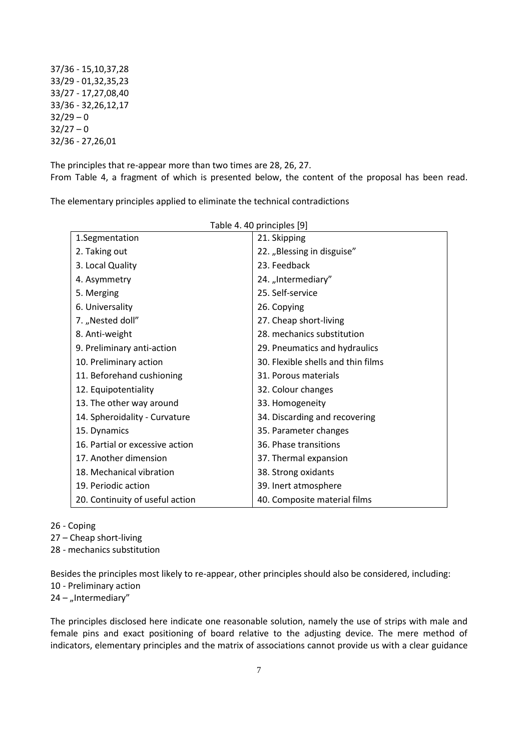37/36 - 15,10,37,28
33/29 - 01,32,35,23
33/27 - 17,27,08,40
33/36 - 32,26,12,17
32/29 – 0
32/27 – 0
32/36 - 27,26,01

The principles that re-appear more than two times are 28, 26, 27.
From Table 4, a fragment of which is presented below, the content of the proposal has been read.

The elementary principles applied to eliminate the technical contradictions

Table 4. 40 principles [9]

| | |
|---|---|
| 1.Segmentation | 21. Skipping |
| 2. Taking out | 22. „Blessing in disguise" |
| 3. Local Quality | 23. Feedback |
| 4. Asymmetry | 24. „Intermediary" |
| 5. Merging | 25. Self-service |
| 6. Universality | 26. Copying |
| 7. „Nested doll" | 27. Cheap short-living |
| 8. Anti-weight | 28. mechanics substitution |
| 9. Preliminary anti-action | 29. Pneumatics and hydraulics |
| 10. Preliminary action | 30. Flexible shells and thin films |
| 11. Beforehand cushioning | 31. Porous materials |
| 12. Equipotentiality | 32. Colour changes |
| 13. The other way around | 33. Homogeneity |
| 14. Spheroidality - Curvature | 34. Discarding and recovering |
| 15. Dynamics | 35. Parameter changes |
| 16. Partial or excessive action | 36. Phase transitions |
| 17. Another dimension | 37. Thermal expansion |
| 18. Mechanical vibration | 38. Strong oxidants |
| 19. Periodic action | 39. Inert atmosphere |
| 20. Continuity of useful action | 40. Composite material films |

26 - Coping
27 – Cheap short-living
28 - mechanics substitution

Besides the principles most likely to re-appear, other principles should also be considered, including:
10 - Preliminary action
24 – „Intermediary"

The principles disclosed here indicate one reasonable solution, namely the use of strips with male and female pins and exact positioning of board relative to the adjusting device. The mere method of indicators, elementary principles and the matrix of associations cannot provide us with a clear guidance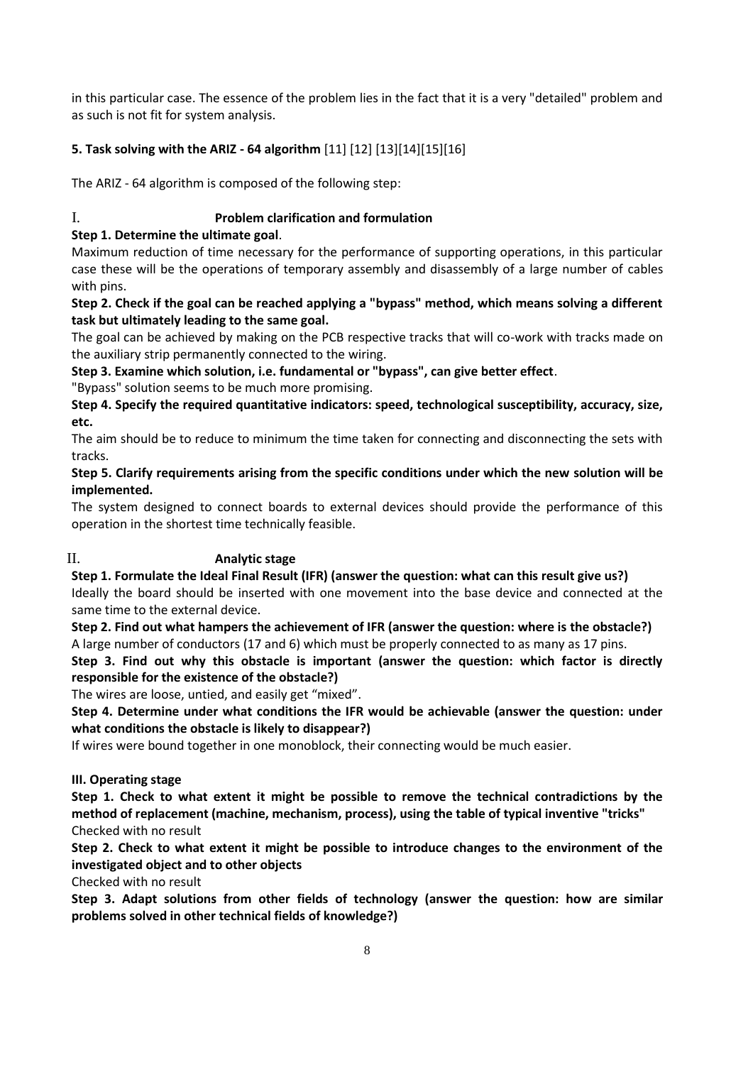in this particular case. The essence of the problem lies in the fact that it is a very "detailed" problem and as such is not fit for system analysis.

### 5. Task solving with the ARIZ - 64 algorithm [11] [12] [13][14][15][16]

The ARIZ - 64 algorithm is composed of the following step:

#### I. Problem clarification and formulation

**Step 1. Determine the ultimate goal**.

Maximum reduction of time necessary for the performance of supporting operations, in this particular case these will be the operations of temporary assembly and disassembly of a large number of cables with pins.

**Step 2. Check if the goal can be reached applying a "bypass" method, which means solving a different task but ultimately leading to the same goal.**

The goal can be achieved by making on the PCB respective tracks that will co-work with tracks made on the auxiliary strip permanently connected to the wiring.

**Step 3. Examine which solution, i.e. fundamental or "bypass", can give better effect**.

"Bypass" solution seems to be much more promising.

**Step 4. Specify the required quantitative indicators: speed, technological susceptibility, accuracy, size, etc.**

The aim should be to reduce to minimum the time taken for connecting and disconnecting the sets with tracks.

**Step 5. Clarify requirements arising from the specific conditions under which the new solution will be implemented.**

The system designed to connect boards to external devices should provide the performance of this operation in the shortest time technically feasible.

#### II. Analytic stage

**Step 1. Formulate the Ideal Final Result (IFR) (answer the question: what can this result give us?)**

Ideally the board should be inserted with one movement into the base device and connected at the same time to the external device.

**Step 2. Find out what hampers the achievement of IFR (answer the question: where is the obstacle?)**

A large number of conductors (17 and 6) which must be properly connected to as many as 17 pins.

**Step 3. Find out why this obstacle is important (answer the question: which factor is directly responsible for the existence of the obstacle?)**

The wires are loose, untied, and easily get "mixed".

**Step 4. Determine under what conditions the IFR would be achievable (answer the question: under what conditions the obstacle is likely to disappear?)**

If wires were bound together in one monoblock, their connecting would be much easier.

#### III. Operating stage

**Step 1. Check to what extent it might be possible to remove the technical contradictions by the method of replacement (machine, mechanism, process), using the table of typical inventive "tricks"**

Checked with no result

**Step 2. Check to what extent it might be possible to introduce changes to the environment of the investigated object and to other objects**

Checked with no result

**Step 3. Adapt solutions from other fields of technology (answer the question: how are similar problems solved in other technical fields of knowledge?)**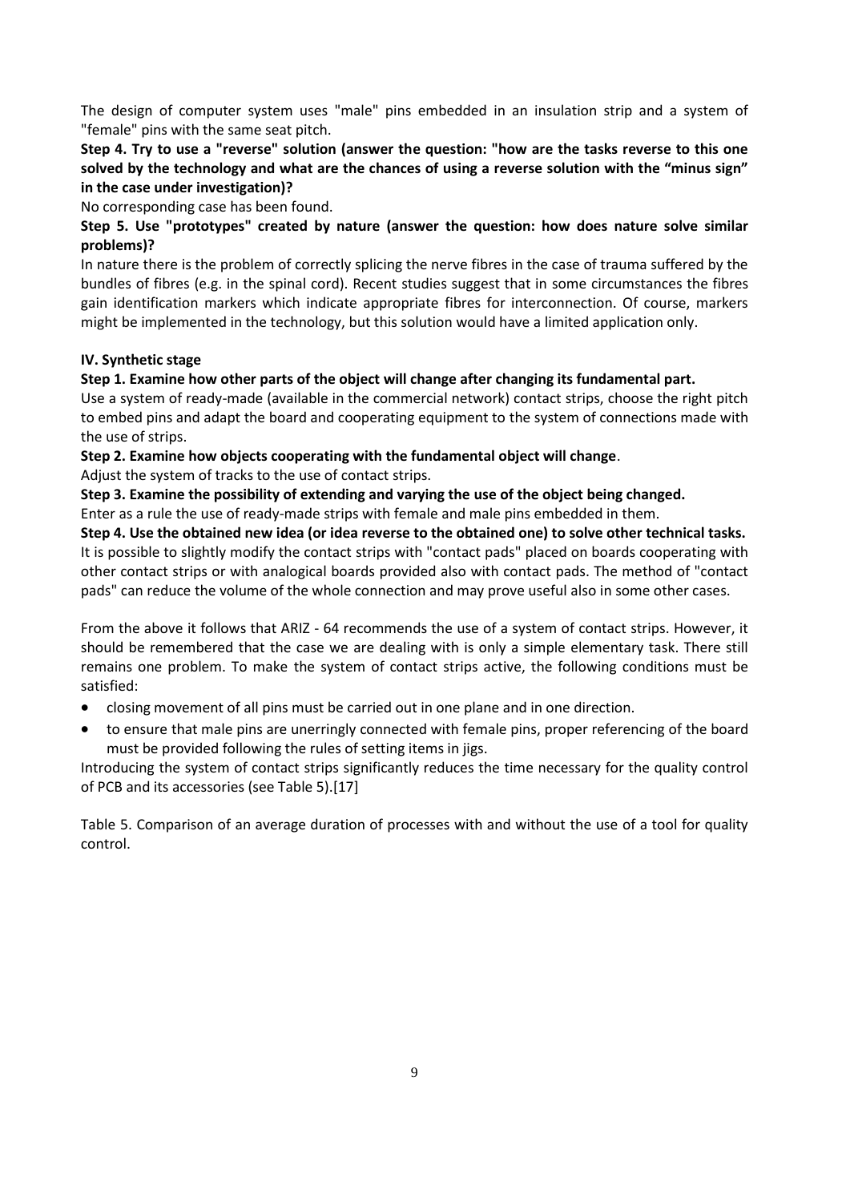The design of computer system uses "male" pins embedded in an insulation strip and a system of "female" pins with the same seat pitch.

**Step 4. Try to use a "reverse" solution (answer the question: "how are the tasks reverse to this one solved by the technology and what are the chances of using a reverse solution with the "minus sign" in the case under investigation)?**

No corresponding case has been found.

**Step 5. Use "prototypes" created by nature (answer the question: how does nature solve similar problems)?**

In nature there is the problem of correctly splicing the nerve fibres in the case of trauma suffered by the bundles of fibres (e.g. in the spinal cord). Recent studies suggest that in some circumstances the fibres gain identification markers which indicate appropriate fibres for interconnection. Of course, markers might be implemented in the technology, but this solution would have a limited application only.

**IV. Synthetic stage**

**Step 1. Examine how other parts of the object will change after changing its fundamental part.**

Use a system of ready-made (available in the commercial network) contact strips, choose the right pitch to embed pins and adapt the board and cooperating equipment to the system of connections made with the use of strips.

**Step 2. Examine how objects cooperating with the fundamental object will change**.

Adjust the system of tracks to the use of contact strips.

**Step 3. Examine the possibility of extending and varying the use of the object being changed.**

Enter as a rule the use of ready-made strips with female and male pins embedded in them.

**Step 4. Use the obtained new idea (or idea reverse to the obtained one) to solve other technical tasks.**

It is possible to slightly modify the contact strips with "contact pads" placed on boards cooperating with other contact strips or with analogical boards provided also with contact pads. The method of "contact pads" can reduce the volume of the whole connection and may prove useful also in some other cases.

From the above it follows that ARIZ - 64 recommends the use of a system of contact strips. However, it should be remembered that the case we are dealing with is only a simple elementary task. There still remains one problem. To make the system of contact strips active, the following conditions must be satisfied:

- closing movement of all pins must be carried out in one plane and in one direction.
- to ensure that male pins are unerringly connected with female pins, proper referencing of the board must be provided following the rules of setting items in jigs.

Introducing the system of contact strips significantly reduces the time necessary for the quality control of PCB and its accessories (see Table 5).[17]

Table 5. Comparison of an average duration of processes with and without the use of a tool for quality control.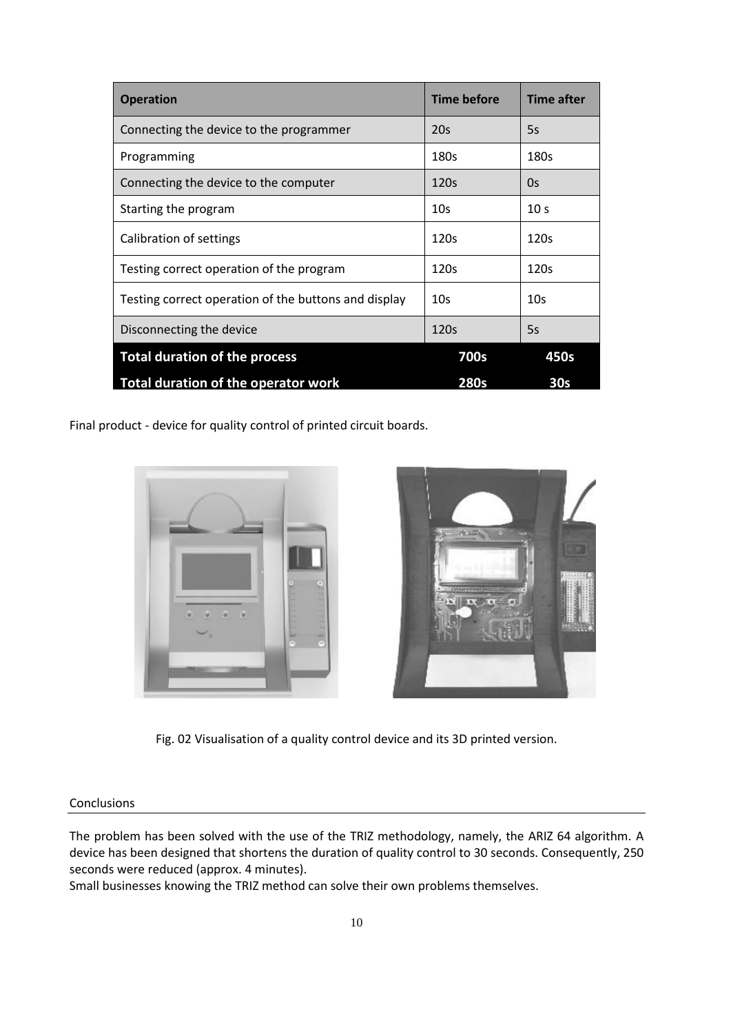| Operation | Time before | Time after |
|---|---|---|
| Connecting the device to the programmer | 20s | 5s |
| Programming | 180s | 180s |
| Connecting the device to the computer | 120s | 0s |
| Starting the program | 10s | 10 s |
| Calibration of settings | 120s | 120s |
| Testing correct operation of the program | 120s | 120s |
| Testing correct operation of the buttons and display | 10s | 10s |
| Disconnecting the device | 120s | 5s |
| **Total duration of the process** | **700s** | **450s** |
| **Total duration of the operator work** | **280s** | **30s** |

Final product - device for quality control of printed circuit boards.

Fig. 02 Visualisation of a quality control device and its 3D printed version.

## Conclusions

The problem has been solved with the use of the TRIZ methodology, namely, the ARIZ 64 algorithm. A device has been designed that shortens the duration of quality control to 30 seconds. Consequently, 250 seconds were reduced (approx. 4 minutes).
Small businesses knowing the TRIZ method can solve their own problems themselves.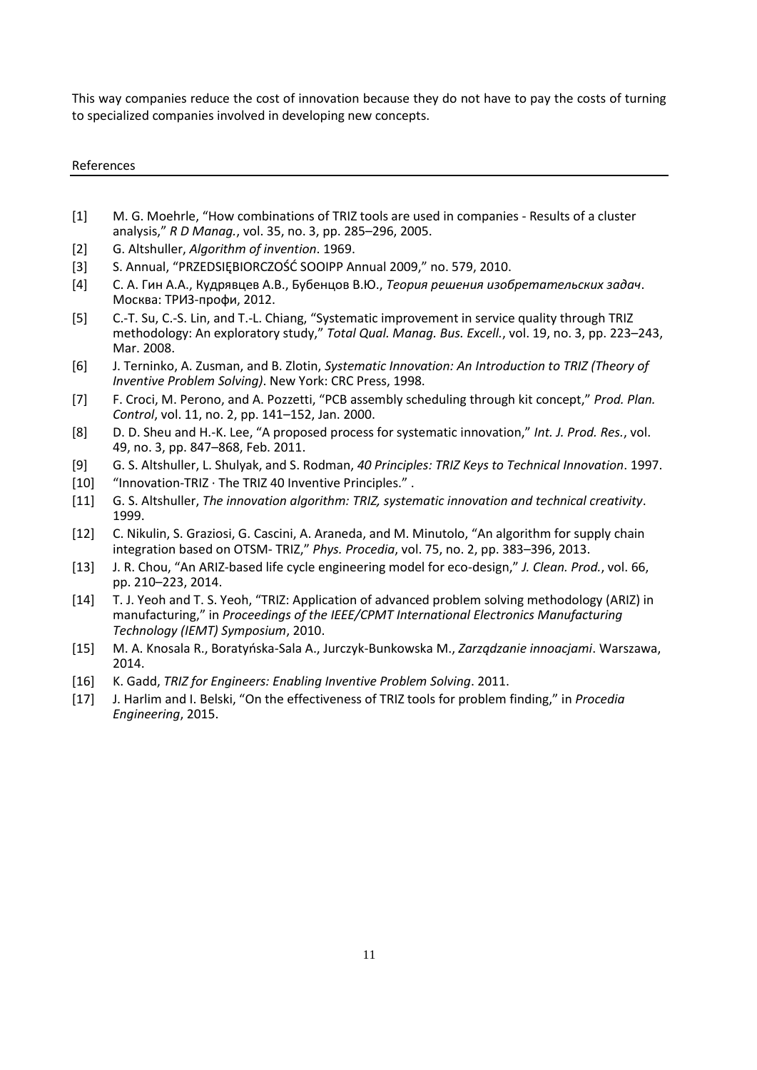This way companies reduce the cost of innovation because they do not have to pay the costs of turning to specialized companies involved in developing new concepts.

## References

[1] M. G. Moehrle, "How combinations of TRIZ tools are used in companies - Results of a cluster analysis," *R D Manag.*, vol. 35, no. 3, pp. 285–296, 2005.

[2] G. Altshuller, *Algorithm of invention*. 1969.

[3] S. Annual, "PRZEDSIĘBIORCZOŚĆ SOOIPP Annual 2009," no. 579, 2010.

[4] С. А. Гин А.А., Кудрявцев А.В., Бубенцов В.Ю., *Теория решения изобретательских задач*. Москва: ТРИЗ-профи, 2012.

[5] C.-T. Su, C.-S. Lin, and T.-L. Chiang, "Systematic improvement in service quality through TRIZ methodology: An exploratory study," *Total Qual. Manag. Bus. Excell.*, vol. 19, no. 3, pp. 223–243, Mar. 2008.

[6] J. Terninko, A. Zusman, and B. Zlotin, *Systematic Innovation: An Introduction to TRIZ (Theory of Inventive Problem Solving)*. New York: CRC Press, 1998.

[7] F. Croci, M. Perono, and A. Pozzetti, "PCB assembly scheduling through kit concept," *Prod. Plan. Control*, vol. 11, no. 2, pp. 141–152, Jan. 2000.

[8] D. D. Sheu and H.-K. Lee, "A proposed process for systematic innovation," *Int. J. Prod. Res.*, vol. 49, no. 3, pp. 847–868, Feb. 2011.

[9] G. S. Altshuller, L. Shulyak, and S. Rodman, *40 Principles: TRIZ Keys to Technical Innovation*. 1997.

[10] "Innovation-TRIZ · The TRIZ 40 Inventive Principles." .

[11] G. S. Altshuller, *The innovation algorithm: TRIZ, systematic innovation and technical creativity*. 1999.

[12] C. Nikulin, S. Graziosi, G. Cascini, A. Araneda, and M. Minutolo, "An algorithm for supply chain integration based on OTSM- TRIZ," *Phys. Procedia*, vol. 75, no. 2, pp. 383–396, 2013.

[13] J. R. Chou, "An ARIZ-based life cycle engineering model for eco-design," *J. Clean. Prod.*, vol. 66, pp. 210–223, 2014.

[14] T. J. Yeoh and T. S. Yeoh, "TRIZ: Application of advanced problem solving methodology (ARIZ) in manufacturing," in *Proceedings of the IEEE/CPMT International Electronics Manufacturing Technology (IEMT) Symposium*, 2010.

[15] M. A. Knosala R., Boratyńska-Sala A., Jurczyk-Bunkowska M., *Zarządzanie innoacjami*. Warszawa, 2014.

[16] K. Gadd, *TRIZ for Engineers: Enabling Inventive Problem Solving*. 2011.

[17] J. Harlim and I. Belski, "On the effectiveness of TRIZ tools for problem finding," in *Procedia Engineering*, 2015.